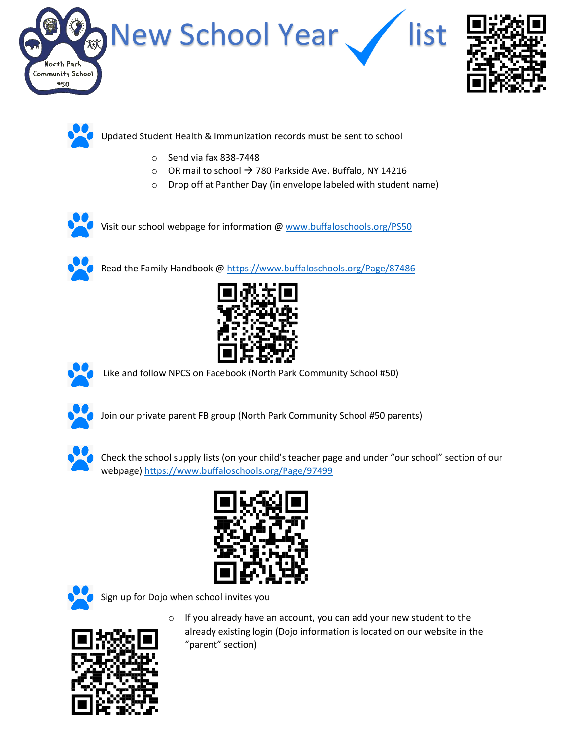# New School Year ✓ list

- Updated Student Health & Immunization records must be sent to school
  - Send via fax 838-7448
  - OR mail to school → 780 Parkside Ave. Buffalo, NY 14216
  - Drop off at Panther Day (in envelope labeled with student name)

- Visit our school webpage for information @ [www.buffaloschools.org/PS50](www.buffaloschools.org/PS50)

- Read the Family Handbook @ [https://www.buffaloschools.org/Page/87486](https://www.buffaloschools.org/Page/87486)

- Like and follow NPCS on Facebook (North Park Community School #50)

- Join our private parent FB group (North Park Community School #50 parents)

- Check the school supply lists (on your child's teacher page and under "our school" section of our webpage) [https://www.buffaloschools.org/Page/97499](https://www.buffaloschools.org/Page/97499)

- Sign up for Dojo when school invites you
  - If you already have an account, you can add your new student to the already existing login (Dojo information is located on our website in the "parent" section)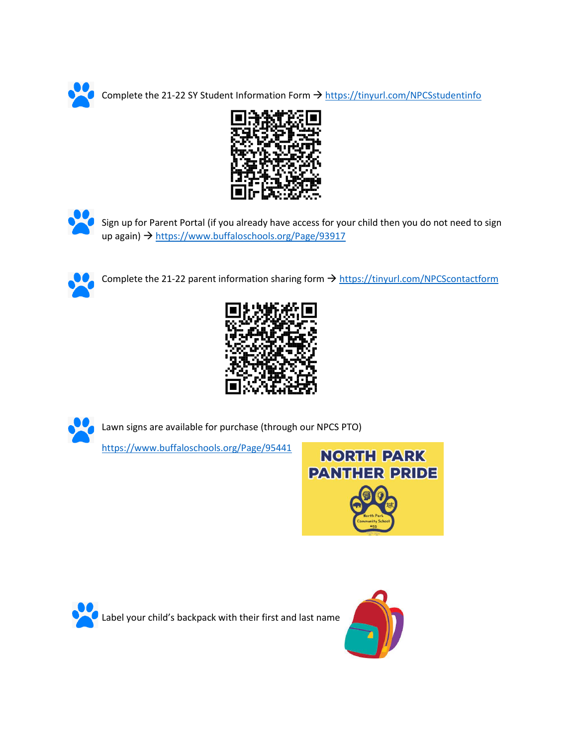- Complete the 21-22 SY Student Information Form → https://tinyurl.com/NPCSstudentinfo

- Sign up for Parent Portal (if you already have access for your child then you do not need to sign up again) → https://www.buffaloschools.org/Page/93917

- Complete the 21-22 parent information sharing form → https://tinyurl.com/NPCScontactform

- Lawn signs are available for purchase (through our NPCS PTO)

  https://www.buffaloschools.org/Page/95441

- Label your child's backpack with their first and last name